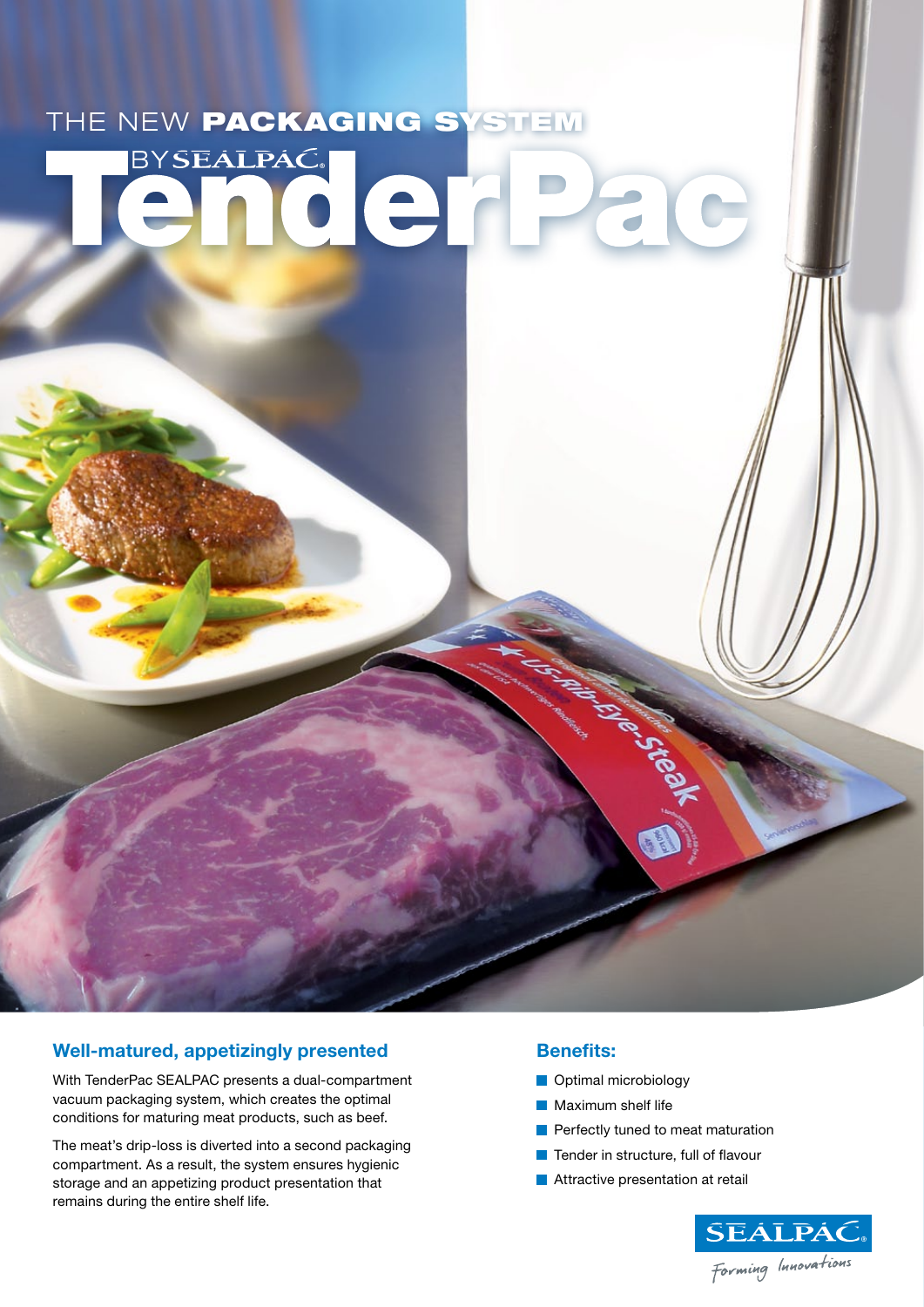# THE NEW PACKAGING SYSTEM

# TenderPac

BY SEALPAC

## Well-matured, appetizingly presented

With TenderPac SEALPAC presents a dual-compartment vacuum packaging system, which creates the optimal conditions for maturing meat products, such as beef.

The meat's drip-loss is diverted into a second packaging compartment. As a result, the system ensures hygienic storage and an appetizing product presentation that remains during the entire shelf life.

## Benefits:

- Optimal microbiology
- Maximum shelf life
- Perfectly tuned to meat maturation
- Tender in structure, full of flavour
- Attractive presentation at retail

SEALPAC

*Forming Innovations*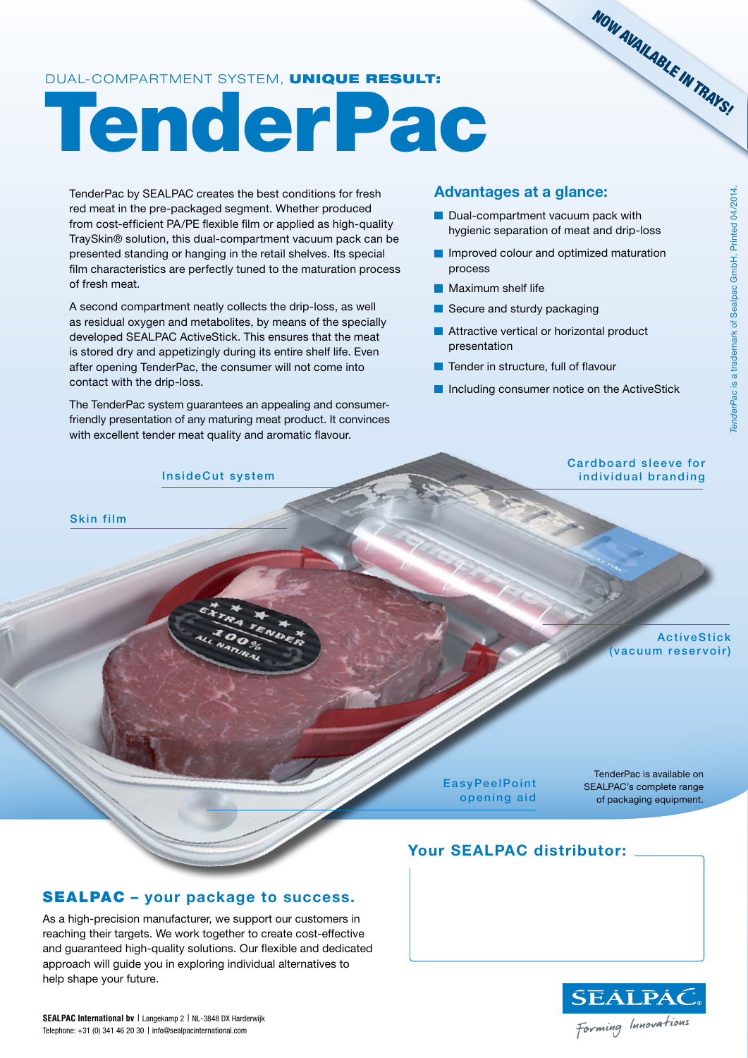NOW AVAILABLE IN TRAYS!

DUAL-COMPARTMENT SYSTEM, **UNIQUE RESULT:**

# TenderPac

TenderPac by SEALPAC creates the best conditions for fresh red meat in the pre-packaged segment. Whether produced from cost-efficient PA/PE flexible film or applied as high-quality TraySkin® solution, this dual-compartment vacuum pack can be presented standing or hanging in the retail shelves. Its special film characteristics are perfectly tuned to the maturation process of fresh meat.

A second compartment neatly collects the drip-loss, as well as residual oxygen and metabolites, by means of the specially developed SEALPAC ActiveStick. This ensures that the meat is stored dry and appetizingly during its entire shelf life. Even after opening TenderPac, the consumer will not come into contact with the drip-loss.

The TenderPac system guarantees an appealing and consumer-friendly presentation of any maturing meat product. It convinces with excellent tender meat quality and aromatic flavour.

## Advantages at a glance:

- Dual-compartment vacuum pack with hygienic separation of meat and drip-loss
- Improved colour and optimized maturation process
- Maximum shelf life
- Secure and sturdy packaging
- Attractive vertical or horizontal product presentation
- Tender in structure, full of flavour
- Including consumer notice on the ActiveStick

*TenderPac* is a trademark of Sealpac GmbH. Printed 04/2014.

InsideCut system

Cardboard sleeve for individual branding

Skin film

ActiveStick (vacuum reservoir)

EasyPeelPoint opening aid

TenderPac is available on SEALPAC's complete range of packaging equipment.

## SEALPAC – your package to success.

As a high-precision manufacturer, we support our customers in reaching their targets. We work together to create cost-effective and guaranteed high-quality solutions. Our flexible and dedicated approach will guide you in exploring individual alternatives to help shape your future.

## Your SEALPAC distributor:

**SEALPAC International bv** | Langekamp 2 | NL-3848 DX Harderwijk
Telephone: +31 (0) 341 46 20 30 | info@sealpacinternational.com

SEALPAC
Forming Innovations